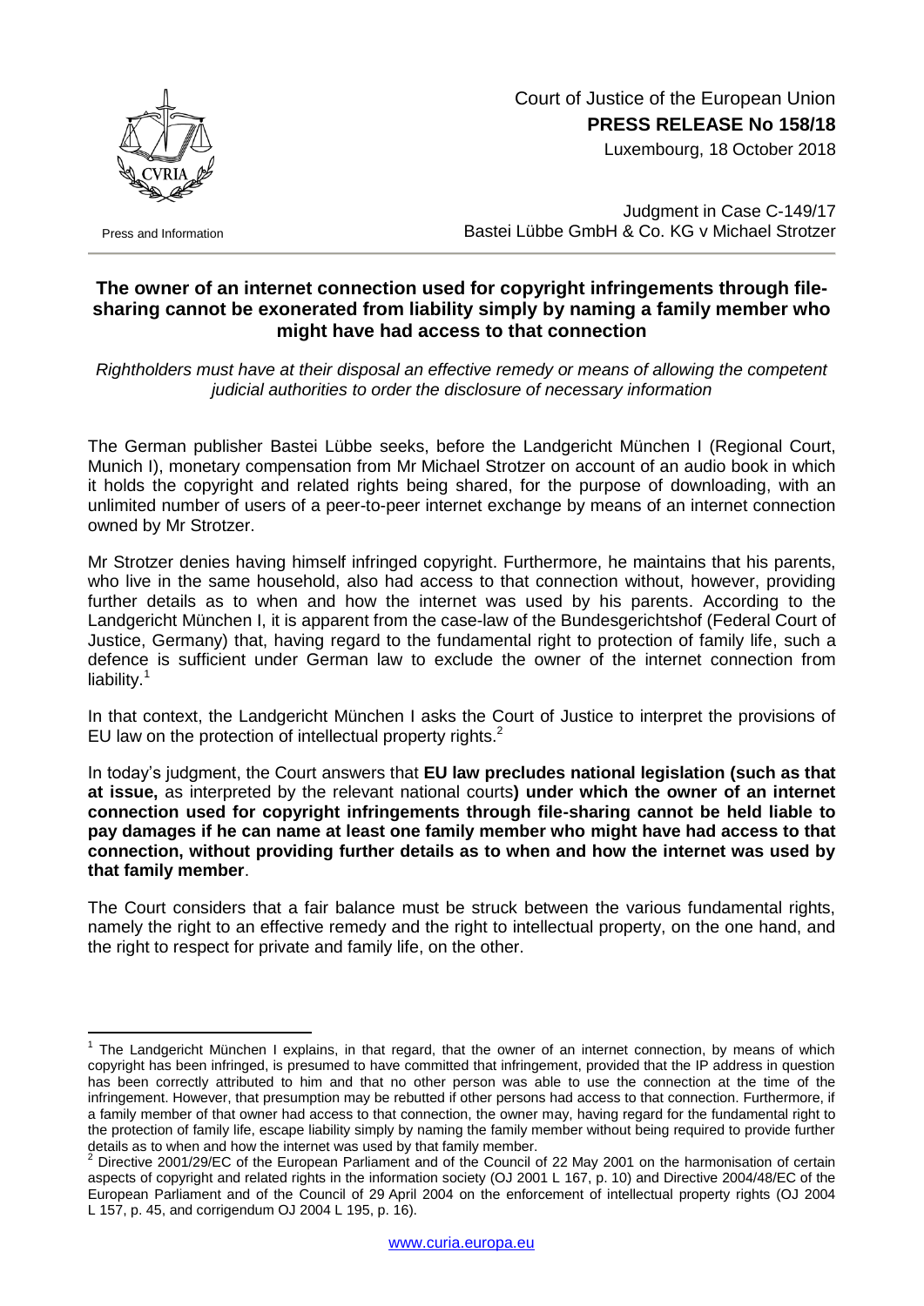Court of Justice of the European Union
**PRESS RELEASE No 158/18**
Luxembourg, 18 October 2018

Press and Information

Judgment in Case C-149/17
Bastei Lübbe GmbH & Co. KG v Michael Strotzer

## The owner of an internet connection used for copyright infringements through file-sharing cannot be exonerated from liability simply by naming a family member who might have had access to that connection

*Rightholders must have at their disposal an effective remedy or means of allowing the competent judicial authorities to order the disclosure of necessary information*

The German publisher Bastei Lübbe seeks, before the Landgericht München I (Regional Court, Munich I), monetary compensation from Mr Michael Strotzer on account of an audio book in which it holds the copyright and related rights being shared, for the purpose of downloading, with an unlimited number of users of a peer-to-peer internet exchange by means of an internet connection owned by Mr Strotzer.

Mr Strotzer denies having himself infringed copyright. Furthermore, he maintains that his parents, who live in the same household, also had access to that connection without, however, providing further details as to when and how the internet was used by his parents. According to the Landgericht München I, it is apparent from the case-law of the Bundesgerichtshof (Federal Court of Justice, Germany) that, having regard to the fundamental right to protection of family life, such a defence is sufficient under German law to exclude the owner of the internet connection from liability.[1]

In that context, the Landgericht München I asks the Court of Justice to interpret the provisions of EU law on the protection of intellectual property rights.[2]

In today's judgment, the Court answers that **EU law precludes national legislation (such as that at issue,** as interpreted by the relevant national courts**) under which the owner of an internet connection used for copyright infringements through file-sharing cannot be held liable to pay damages if he can name at least one family member who might have had access to that connection, without providing further details as to when and how the internet was used by that family member**.

The Court considers that a fair balance must be struck between the various fundamental rights, namely the right to an effective remedy and the right to intellectual property, on the one hand, and the right to respect for private and family life, on the other.

---

[1] The Landgericht München I explains, in that regard, that the owner of an internet connection, by means of which copyright has been infringed, is presumed to have committed that infringement, provided that the IP address in question has been correctly attributed to him and that no other person was able to use the connection at the time of the infringement. However, that presumption may be rebutted if other persons had access to that connection. Furthermore, if a family member of that owner had access to that connection, the owner may, having regard for the fundamental right to the protection of family life, escape liability simply by naming the family member without being required to provide further details as to when and how the internet was used by that family member.

[2] Directive 2001/29/EC of the European Parliament and of the Council of 22 May 2001 on the harmonisation of certain aspects of copyright and related rights in the information society (OJ 2001 L 167, p. 10) and Directive 2004/48/EC of the European Parliament and of the Council of 29 April 2004 on the enforcement of intellectual property rights (OJ 2004 L 157, p. 45, and corrigendum OJ 2004 L 195, p. 16).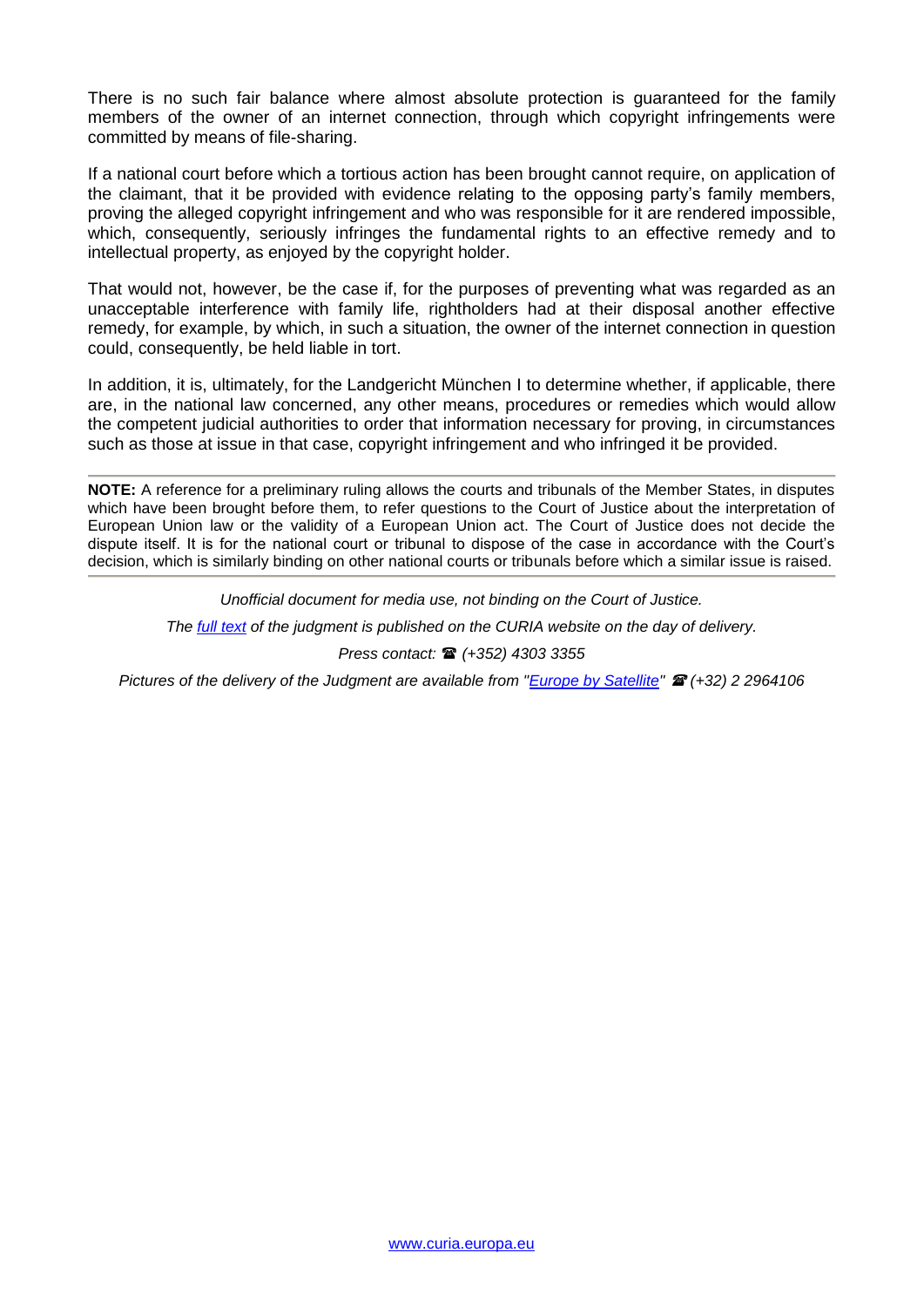There is no such fair balance where almost absolute protection is guaranteed for the family members of the owner of an internet connection, through which copyright infringements were committed by means of file-sharing.

If a national court before which a tortious action has been brought cannot require, on application of the claimant, that it be provided with evidence relating to the opposing party's family members, proving the alleged copyright infringement and who was responsible for it are rendered impossible, which, consequently, seriously infringes the fundamental rights to an effective remedy and to intellectual property, as enjoyed by the copyright holder.

That would not, however, be the case if, for the purposes of preventing what was regarded as an unacceptable interference with family life, rightholders had at their disposal another effective remedy, for example, by which, in such a situation, the owner of the internet connection in question could, consequently, be held liable in tort.

In addition, it is, ultimately, for the Landgericht München I to determine whether, if applicable, there are, in the national law concerned, any other means, procedures or remedies which would allow the competent judicial authorities to order that information necessary for proving, in circumstances such as those at issue in that case, copyright infringement and who infringed it be provided.

---

**NOTE:** A reference for a preliminary ruling allows the courts and tribunals of the Member States, in disputes which have been brought before them, to refer questions to the Court of Justice about the interpretation of European Union law or the validity of a European Union act. The Court of Justice does not decide the dispute itself. It is for the national court or tribunal to dispose of the case in accordance with the Court's decision, which is similarly binding on other national courts or tribunals before which a similar issue is raised.

---

*Unofficial document for media use, not binding on the Court of Justice.*

*The full text of the judgment is published on the CURIA website on the day of delivery.*

*Press contact: ☎ (+352) 4303 3355*

*Pictures of the delivery of the Judgment are available from "Europe by Satellite" ☎ (+32) 2 2964106*